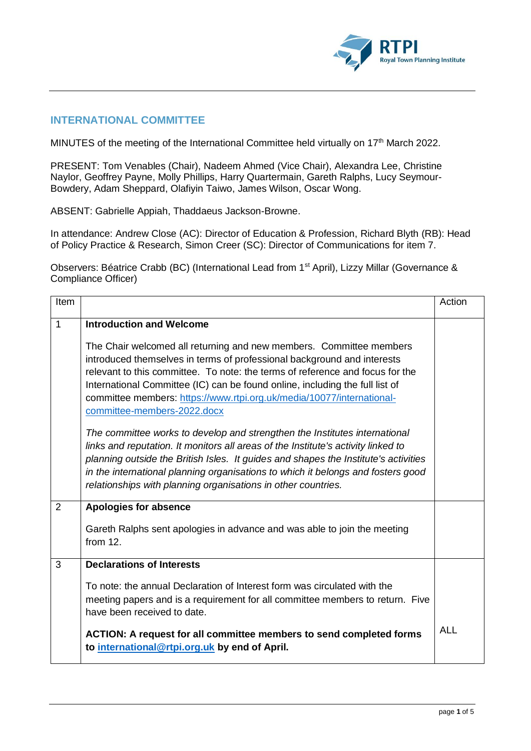## INTERNATIONAL COMMITTEE

MINUTES of the meeting of the International Committee held virtually on 17th March 2022.

PRESENT: Tom Venables (Chair), Nadeem Ahmed (Vice Chair), Alexandra Lee, Christine Naylor, Geoffrey Payne, Molly Phillips, Harry Quartermain, Gareth Ralphs, Lucy Seymour-Bowdery, Adam Sheppard, Olafiyin Taiwo, James Wilson, Oscar Wong.

ABSENT: Gabrielle Appiah, Thaddaeus Jackson-Browne.

In attendance: Andrew Close (AC): Director of Education & Profession, Richard Blyth (RB): Head of Policy Practice & Research, Simon Creer (SC): Director of Communications for item 7.

Observers: Béatrice Crabb (BC) (International Lead from 1st April), Lizzy Millar (Governance & Compliance Officer)

| Item | | Action |
|---|---|---|
| 1 | **Introduction and Welcome**<br><br>The Chair welcomed all returning and new members. Committee members introduced themselves in terms of professional background and interests relevant to this committee. To note: the terms of reference and focus for the International Committee (IC) can be found online, including the full list of committee members: https://www.rtpi.org.uk/media/10077/international-committee-members-2022.docx<br><br>*The committee works to develop and strengthen the Institutes international links and reputation. It monitors all areas of the Institute's activity linked to planning outside the British Isles. It guides and shapes the Institute's activities in the international planning organisations to which it belongs and fosters good relationships with planning organisations in other countries.* | |
| 2 | **Apologies for absence**<br><br>Gareth Ralphs sent apologies in advance and was able to join the meeting from 12. | |
| 3 | **Declarations of Interests**<br><br>To note: the annual Declaration of Interest form was circulated with the meeting papers and is a requirement for all committee members to return. Five have been received to date.<br><br>**ACTION: A request for all committee members to send completed forms to international@rtpi.org.uk by end of April.** | ALL |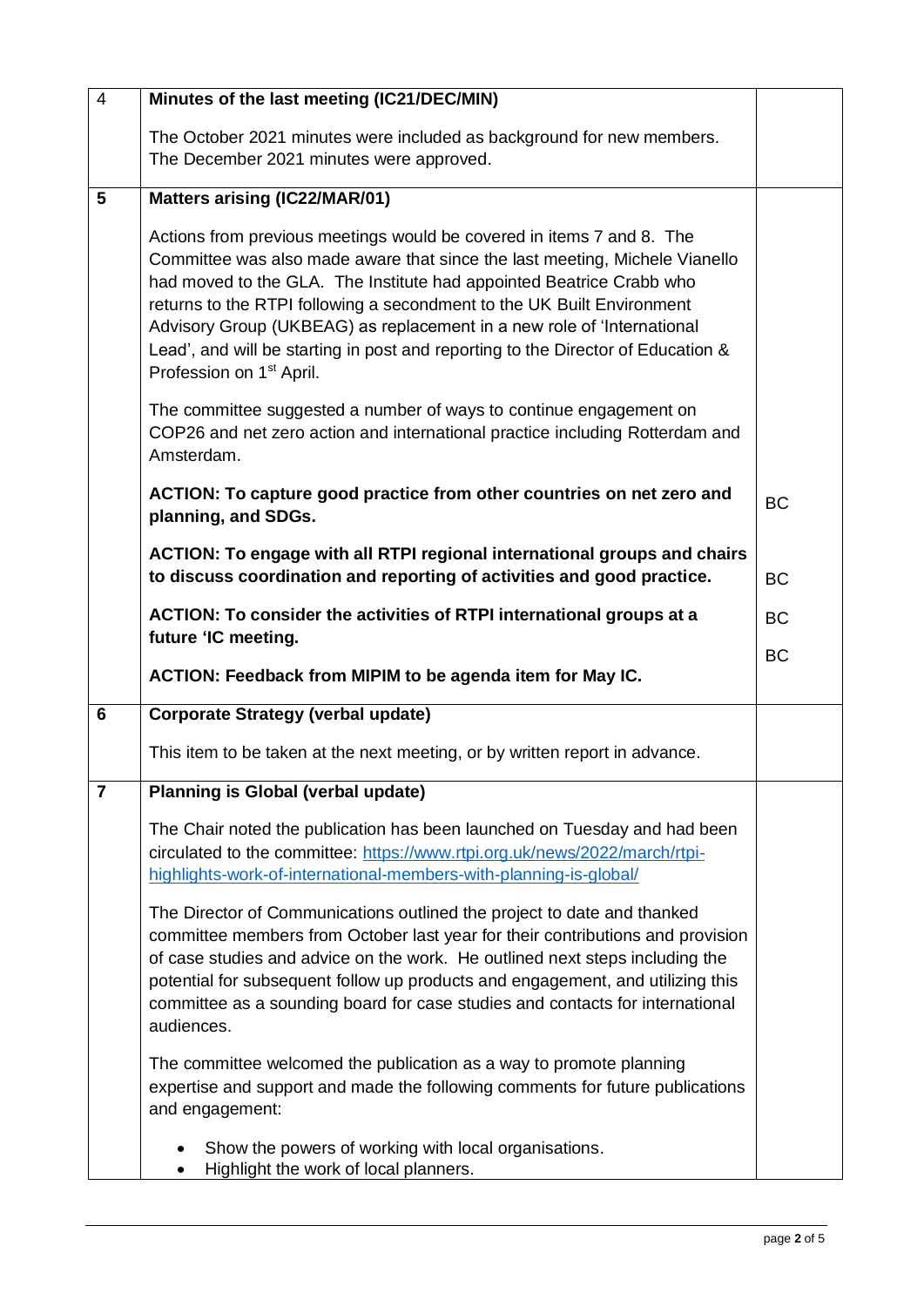| | | |
|---|---|---|
| 4 | **Minutes of the last meeting (IC21/DEC/MIN)**<br><br>The October 2021 minutes were included as background for new members. The December 2021 minutes were approved. | |
| **5** | **Matters arising (IC22/MAR/01)**<br><br>Actions from previous meetings would be covered in items 7 and 8. The Committee was also made aware that since the last meeting, Michele Vianello had moved to the GLA. The Institute had appointed Beatrice Crabb who returns to the RTPI following a secondment to the UK Built Environment Advisory Group (UKBEAG) as replacement in a new role of 'International Lead', and will be starting in post and reporting to the Director of Education & Profession on 1st April.<br><br>The committee suggested a number of ways to continue engagement on COP26 and net zero action and international practice including Rotterdam and Amsterdam.<br><br>**ACTION: To capture good practice from other countries on net zero and planning, and SDGs.**<br><br>**ACTION: To engage with all RTPI regional international groups and chairs to discuss coordination and reporting of activities and good practice.**<br><br>**ACTION: To consider the activities of RTPI international groups at a future 'IC meeting.**<br><br>**ACTION: Feedback from MIPIM to be agenda item for May IC.** | <br><br><br><br><br><br><br><br><br><br><br><br>BC<br><br>BC<br><br>BC<br><br>BC |
| **6** | **Corporate Strategy (verbal update)**<br><br>This item to be taken at the next meeting, or by written report in advance. | |
| **7** | **Planning is Global (verbal update)**<br><br>The Chair noted the publication has been launched on Tuesday and had been circulated to the committee: https://www.rtpi.org.uk/news/2022/march/rtpi-highlights-work-of-international-members-with-planning-is-global/<br><br>The Director of Communications outlined the project to date and thanked committee members from October last year for their contributions and provision of case studies and advice on the work. He outlined next steps including the potential for subsequent follow up products and engagement, and utilizing this committee as a sounding board for case studies and contacts for international audiences.<br><br>The committee welcomed the publication as a way to promote planning expertise and support and made the following comments for future publications and engagement:<br><br>• Show the powers of working with local organisations.<br>• Highlight the work of local planners. | |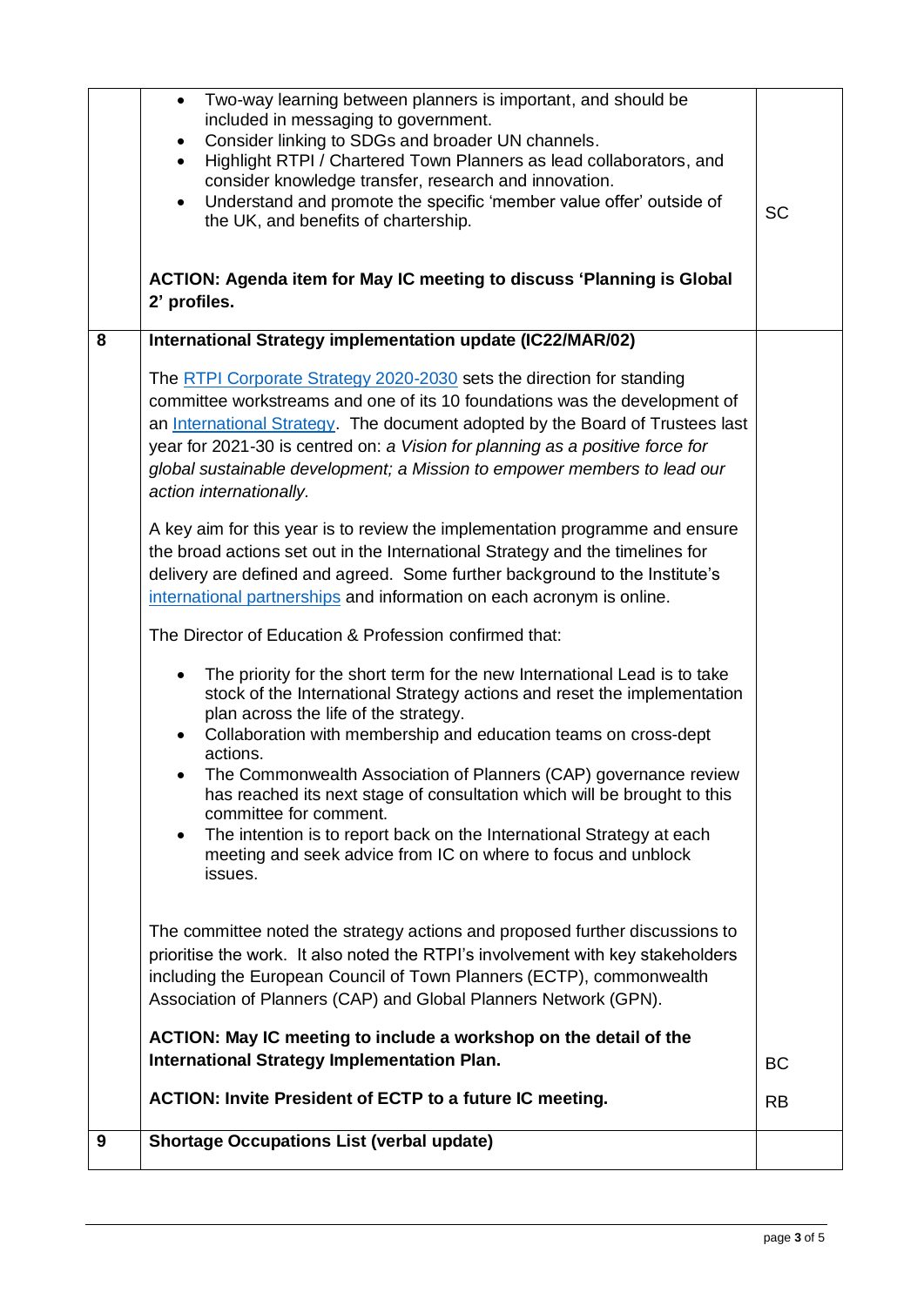| | | |
|---|---|---|
| | • Two-way learning between planners is important, and should be included in messaging to government.<br>• Consider linking to SDGs and broader UN channels.<br>• Highlight RTPI / Chartered Town Planners as lead collaborators, and consider knowledge transfer, research and innovation.<br>• Understand and promote the specific 'member value offer' outside of the UK, and benefits of chartership.<br><br>**ACTION: Agenda item for May IC meeting to discuss 'Planning is Global 2' profiles.** | SC |
| **8** | **International Strategy implementation update (IC22/MAR/02)**<br><br>The RTPI Corporate Strategy 2020-2030 sets the direction for standing committee workstreams and one of its 10 foundations was the development of an International Strategy. The document adopted by the Board of Trustees last year for 2021-30 is centred on: *a Vision for planning as a positive force for global sustainable development; a Mission to empower members to lead our action internationally.*<br><br>A key aim for this year is to review the implementation programme and ensure the broad actions set out in the International Strategy and the timelines for delivery are defined and agreed. Some further background to the Institute's international partnerships and information on each acronym is online.<br><br>The Director of Education & Profession confirmed that:<br><br>• The priority for the short term for the new International Lead is to take stock of the International Strategy actions and reset the implementation plan across the life of the strategy.<br>• Collaboration with membership and education teams on cross-dept actions.<br>• The Commonwealth Association of Planners (CAP) governance review has reached its next stage of consultation which will be brought to this committee for comment.<br>• The intention is to report back on the International Strategy at each meeting and seek advice from IC on where to focus and unblock issues.<br><br>The committee noted the strategy actions and proposed further discussions to prioritise the work. It also noted the RTPI's involvement with key stakeholders including the European Council of Town Planners (ECTP), commonwealth Association of Planners (CAP) and Global Planners Network (GPN).<br><br>**ACTION: May IC meeting to include a workshop on the detail of the International Strategy Implementation Plan.**<br><br>**ACTION: Invite President of ECTP to a future IC meeting.** | BC<br><br>RB |
| **9** | **Shortage Occupations List (verbal update)** | |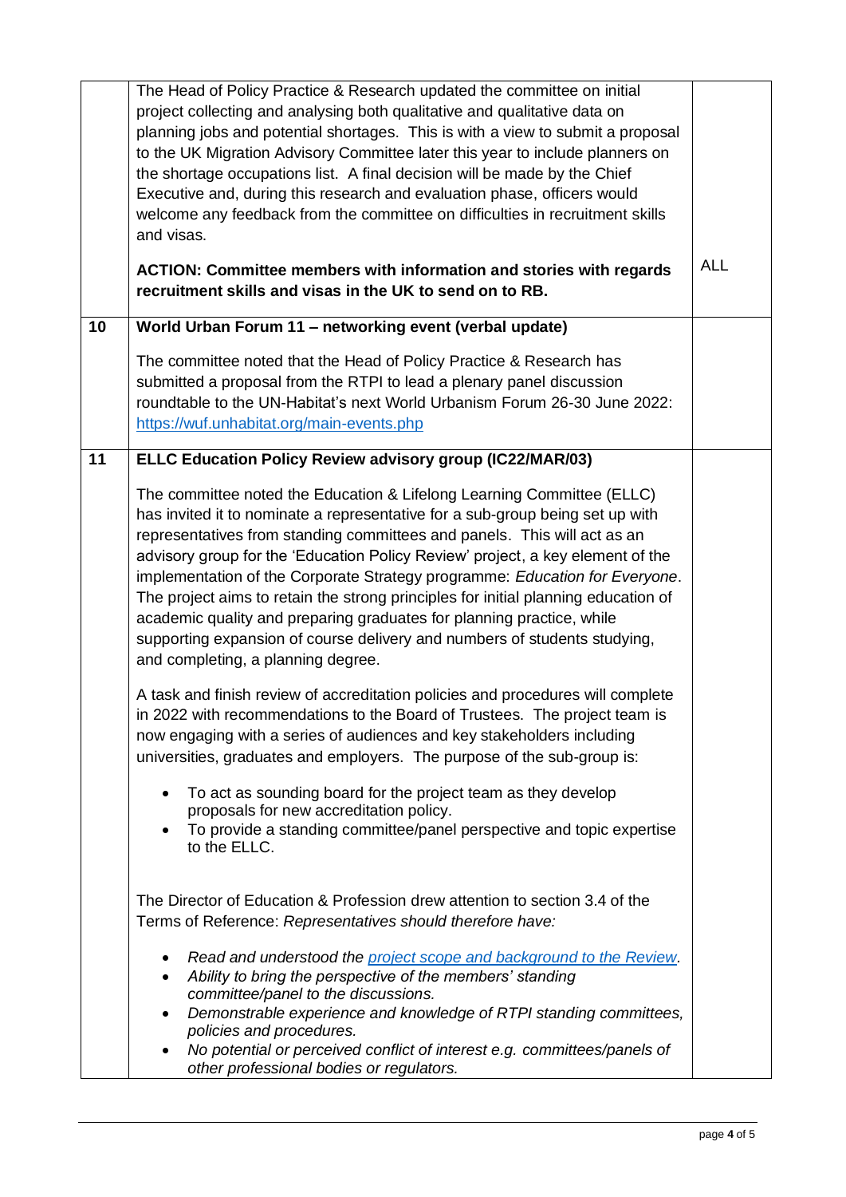| | | |
|---|---|---|
| | The Head of Policy Practice & Research updated the committee on initial project collecting and analysing both qualitative and qualitative data on planning jobs and potential shortages. This is with a view to submit a proposal to the UK Migration Advisory Committee later this year to include planners on the shortage occupations list. A final decision will be made by the Chief Executive and, during this research and evaluation phase, officers would welcome any feedback from the committee on difficulties in recruitment skills and visas.<br><br>**ACTION: Committee members with information and stories with regards recruitment skills and visas in the UK to send on to RB.** | ALL |
| **10** | **World Urban Forum 11 – networking event (verbal update)**<br><br>The committee noted that the Head of Policy Practice & Research has submitted a proposal from the RTPI to lead a plenary panel discussion roundtable to the UN-Habitat's next World Urbanism Forum 26-30 June 2022: [https://wuf.unhabitat.org/main-events.php](https://wuf.unhabitat.org/main-events.php) | |
| **11** | **ELLC Education Policy Review advisory group (IC22/MAR/03)**<br><br>The committee noted the Education & Lifelong Learning Committee (ELLC) has invited it to nominate a representative for a sub-group being set up with representatives from standing committees and panels. This will act as an advisory group for the 'Education Policy Review' project, a key element of the implementation of the Corporate Strategy programme: *Education for Everyone*. The project aims to retain the strong principles for initial planning education of academic quality and preparing graduates for planning practice, while supporting expansion of course delivery and numbers of students studying, and completing, a planning degree.<br><br>A task and finish review of accreditation policies and procedures will complete in 2022 with recommendations to the Board of Trustees. The project team is now engaging with a series of audiences and key stakeholders including universities, graduates and employers. The purpose of the sub-group is:<br><br>• To act as sounding board for the project team as they develop proposals for new accreditation policy.<br>• To provide a standing committee/panel perspective and topic expertise to the ELLC.<br><br>The Director of Education & Profession drew attention to section 3.4 of the Terms of Reference: *Representatives should therefore have:*<br><br>• *Read and understood the [project scope and background to the Review](#).*<br>• *Ability to bring the perspective of the members' standing committee/panel to the discussions.*<br>• *Demonstrable experience and knowledge of RTPI standing committees, policies and procedures.*<br>• *No potential or perceived conflict of interest e.g. committees/panels of other professional bodies or regulators.* | |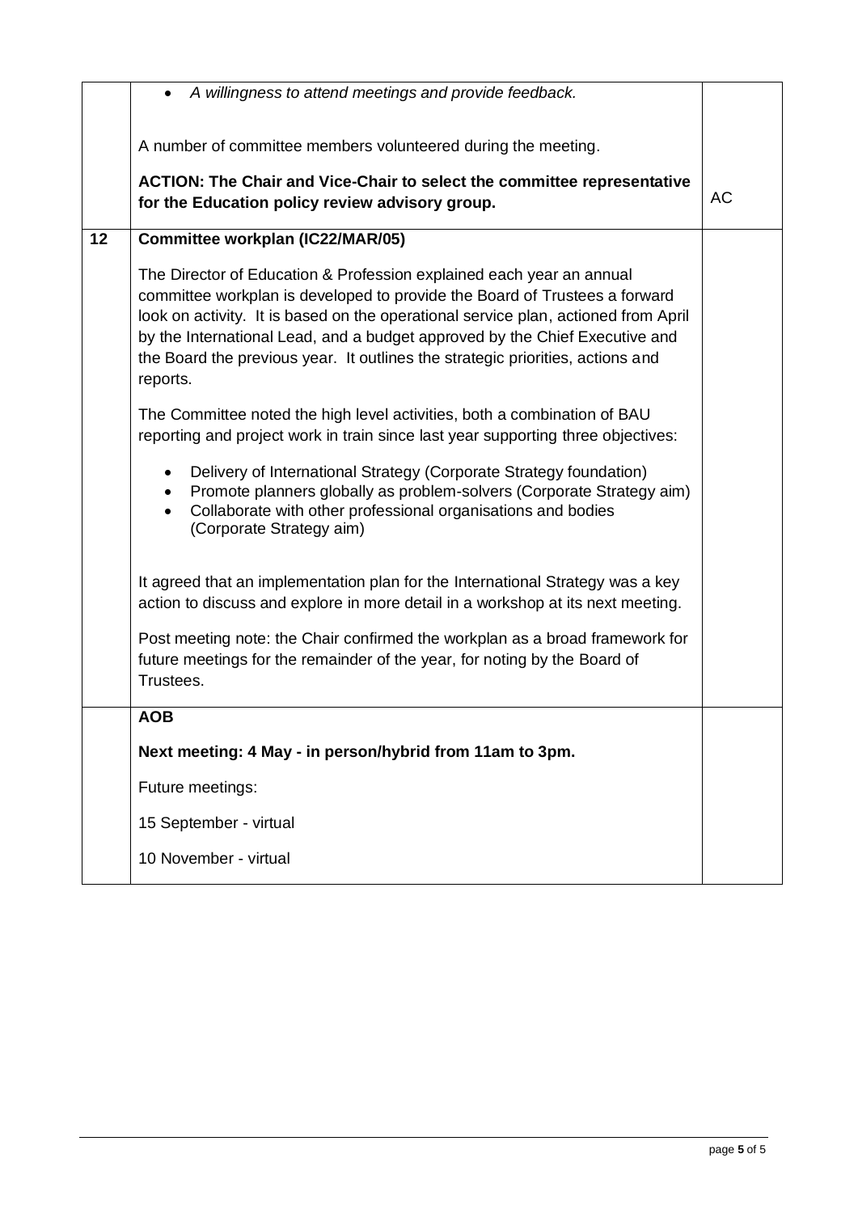| | | |
|---|---|---|
| | • *A willingness to attend meetings and provide feedback.*<br><br>A number of committee members volunteered during the meeting.<br><br>**ACTION: The Chair and Vice-Chair to select the committee representative for the Education policy review advisory group.** | AC |
| **12** | **Committee workplan (IC22/MAR/05)**<br><br>The Director of Education & Profession explained each year an annual committee workplan is developed to provide the Board of Trustees a forward look on activity. It is based on the operational service plan, actioned from April by the International Lead, and a budget approved by the Chief Executive and the Board the previous year. It outlines the strategic priorities, actions and reports.<br><br>The Committee noted the high level activities, both a combination of BAU reporting and project work in train since last year supporting three objectives:<br><br>• Delivery of International Strategy (Corporate Strategy foundation)<br>• Promote planners globally as problem-solvers (Corporate Strategy aim)<br>• Collaborate with other professional organisations and bodies (Corporate Strategy aim)<br><br>It agreed that an implementation plan for the International Strategy was a key action to discuss and explore in more detail in a workshop at its next meeting.<br><br>Post meeting note: the Chair confirmed the workplan as a broad framework for future meetings for the remainder of the year, for noting by the Board of Trustees. | |
| | **AOB**<br><br>**Next meeting: 4 May - in person/hybrid from 11am to 3pm.**<br><br>Future meetings:<br><br>15 September - virtual<br><br>10 November - virtual | |